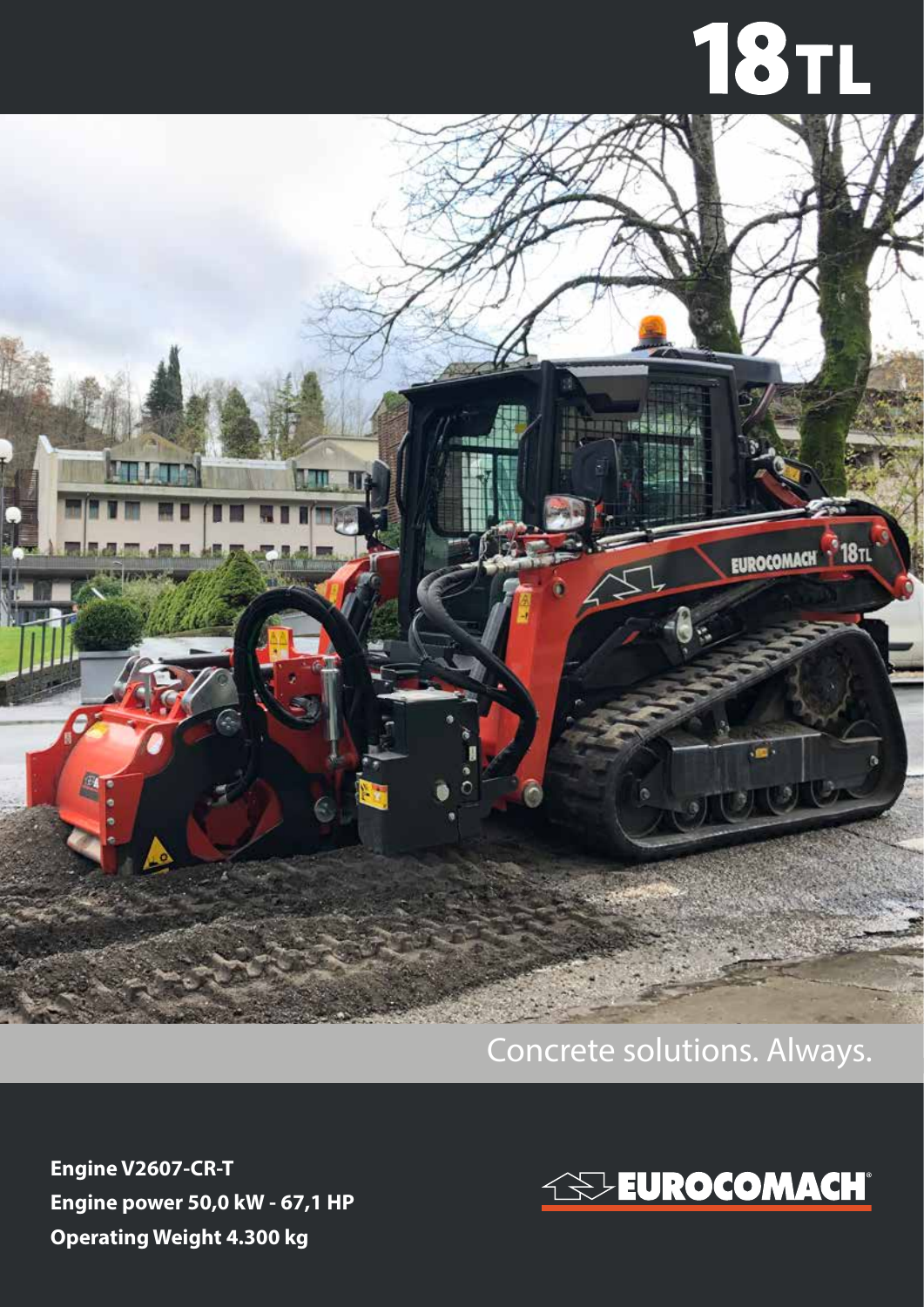# 18TL

Concrete solutions. Always.

**Engine V2607-CR-T**
**Engine power 50,0 kW - 67,1 HP**
**Operating Weight 4.300 kg**

EUROCOMACH®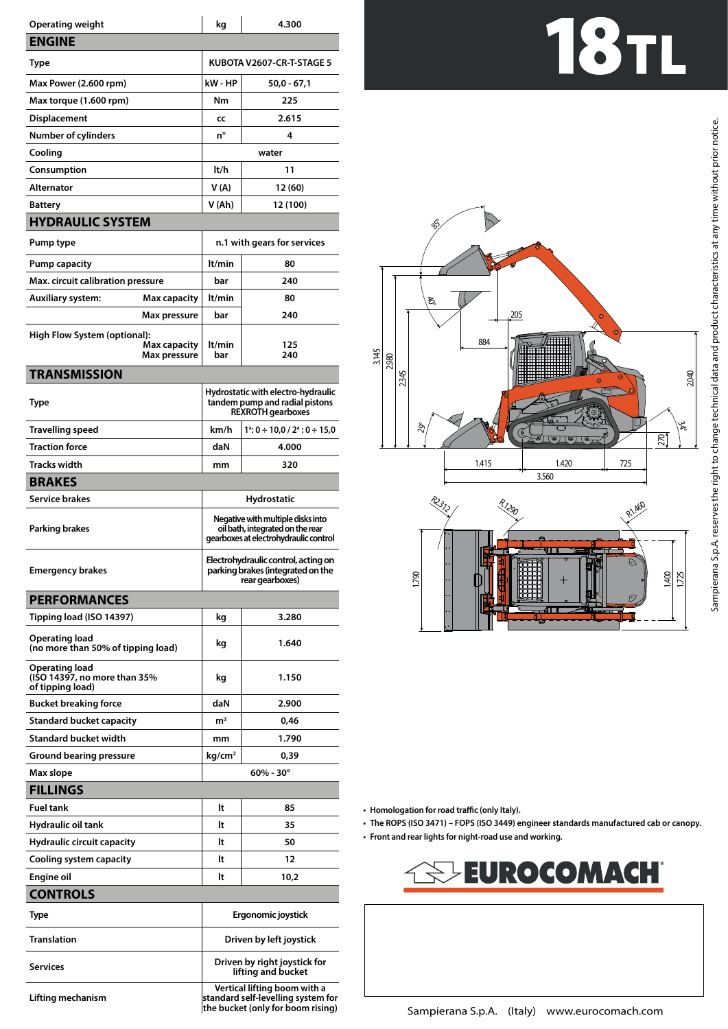# 18TL

| | | |
|---|---|---|
| Operating weight | kg | 4.300 |

## ENGINE

| | | |
|---|---|---|
| Type | | KUBOTA V2607-CR-T-STAGE 5 |
| Max Power (2.600 rpm) | kW - HP | 50,0 - 67,1 |
| Max torque (1.600 rpm) | Nm | 225 |
| Displacement | cc | 2.615 |
| Number of cylinders | n° | 4 |
| Cooling | | water |
| Consumption | lt/h | 11 |
| Alternator | V (A) | 12 (60) |
| Battery | V (Ah) | 12 (100) |

## HYDRAULIC SYSTEM

| | | |
|---|---|---|
| Pump type | | n.1 with gears for services |
| Pump capacity | lt/min | 80 |
| Max. circuit calibration pressure | bar | 240 |
| Auxiliary system: Max capacity | lt/min | 80 |
| Max pressure | bar | 240 |
| High Flow System (optional): Max capacity / Max pressure | lt/min / bar | 125 / 240 |

## TRANSMISSION

| | | |
|---|---|---|
| Type | | Hydrostatic with electro-hydraulic tandem pump and radial pistons REXROTH gearboxes |
| Travelling speed | km/h | 1ª: 0 ÷ 10,0 / 2ª : 0 ÷ 15,0 |
| Traction force | daN | 4.000 |
| Tracks width | mm | 320 |

## BRAKES

| | |
|---|---|
| Service brakes | Hydrostatic |
| Parking brakes | Negative with multiple disks into oil bath, integrated on the rear gearboxes at electrohydraulic control |
| Emergency brakes | Electrohydraulic control, acting on parking brakes (integrated on the rear gearboxes) |

## PERFORMANCES

| | | |
|---|---|---|
| Tipping load (ISO 14397) | kg | 3.280 |
| Operating load (no more than 50% of tipping load) | kg | 1.640 |
| Operating load (ISO 14397, no more than 35% of tipping load) | kg | 1.150 |
| Bucket breaking force | daN | 2.900 |
| Standard bucket capacity | m³ | 0,46 |
| Standard bucket width | mm | 1.790 |
| Ground bearing pressure | kg/cm² | 0,39 |
| Max slope | | 60% - 30° |

## FILLINGS

| | | |
|---|---|---|
| Fuel tank | lt | 85 |
| Hydraulic oil tank | lt | 35 |
| Hydraulic circuit capacity | lt | 50 |
| Cooling system capacity | lt | 12 |
| Engine oil | lt | 10,2 |

## CONTROLS

| | |
|---|---|
| Type | Ergonomic joystick |
| Translation | Driven by left joystick |
| Services | Driven by right joystick for lifting and bucket |
| Lifting mechanism | Vertical lifting boom with a standard self-levelling system for the bucket (only for boom rising) |

85° 40° 205 884 3.145 2.980 2.345 2.040 29° 34° 270 1.415 1.420 725 3.560

R2.312 R.1290 R1.460 1.790 1.400 1.725

Sampierana S.p.A. reserves the right to change technical data and product characteristics at any time without prior notice.

- Homologation for road traffic (only Italy).
- The ROPS (ISO 3471) – FOPS (ISO 3449) engineer standards manufactured cab or canopy.
- Front and rear lights for night-road use and working.

EUROCOMACH®

Sampierana S.p.A. (Italy) www.eurocomach.com